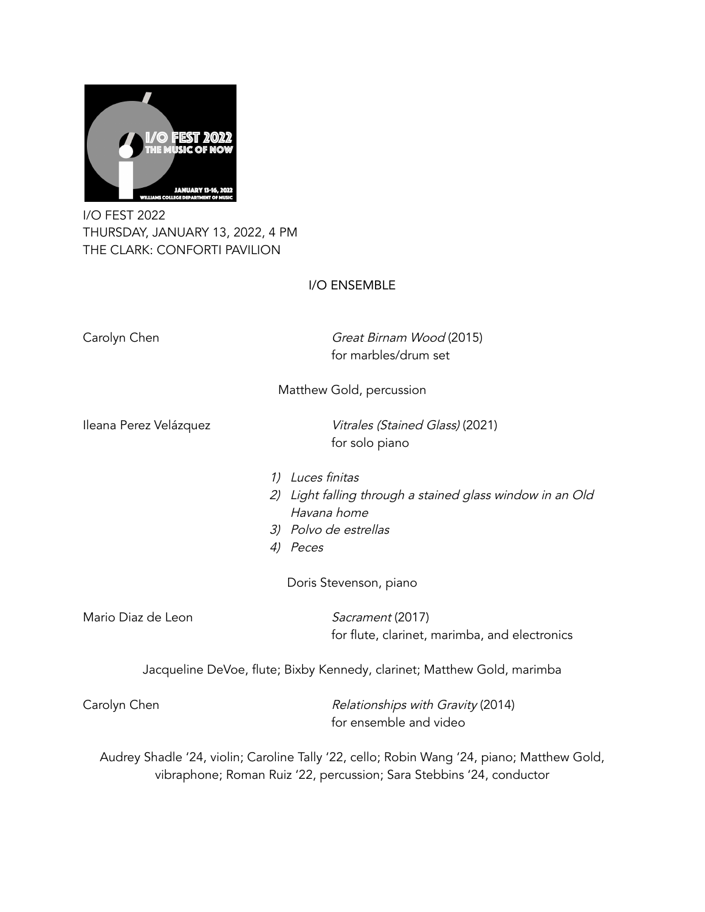I/O FEST 2022
THURSDAY, JANUARY 13, 2022, 4 PM
THE CLARK: CONFORTI PAVILION

## I/O ENSEMBLE

Carolyn Chen — *Great Birnam Wood* (2015)
for marbles/drum set

Matthew Gold, percussion

Ileana Perez Velázquez — *Vitrales (Stained Glass)* (2021)
for solo piano

1) *Luces finitas*
2) *Light falling through a stained glass window in an Old Havana home*
3) *Polvo de estrellas*
4) *Peces*

Doris Stevenson, piano

Mario Diaz de Leon — *Sacrament* (2017)
for flute, clarinet, marimba, and electronics

Jacqueline DeVoe, flute; Bixby Kennedy, clarinet; Matthew Gold, marimba

Carolyn Chen — *Relationships with Gravity* (2014)
for ensemble and video

Audrey Shadle '24, violin; Caroline Tally '22, cello; Robin Wang '24, piano; Matthew Gold, vibraphone; Roman Ruiz '22, percussion; Sara Stebbins '24, conductor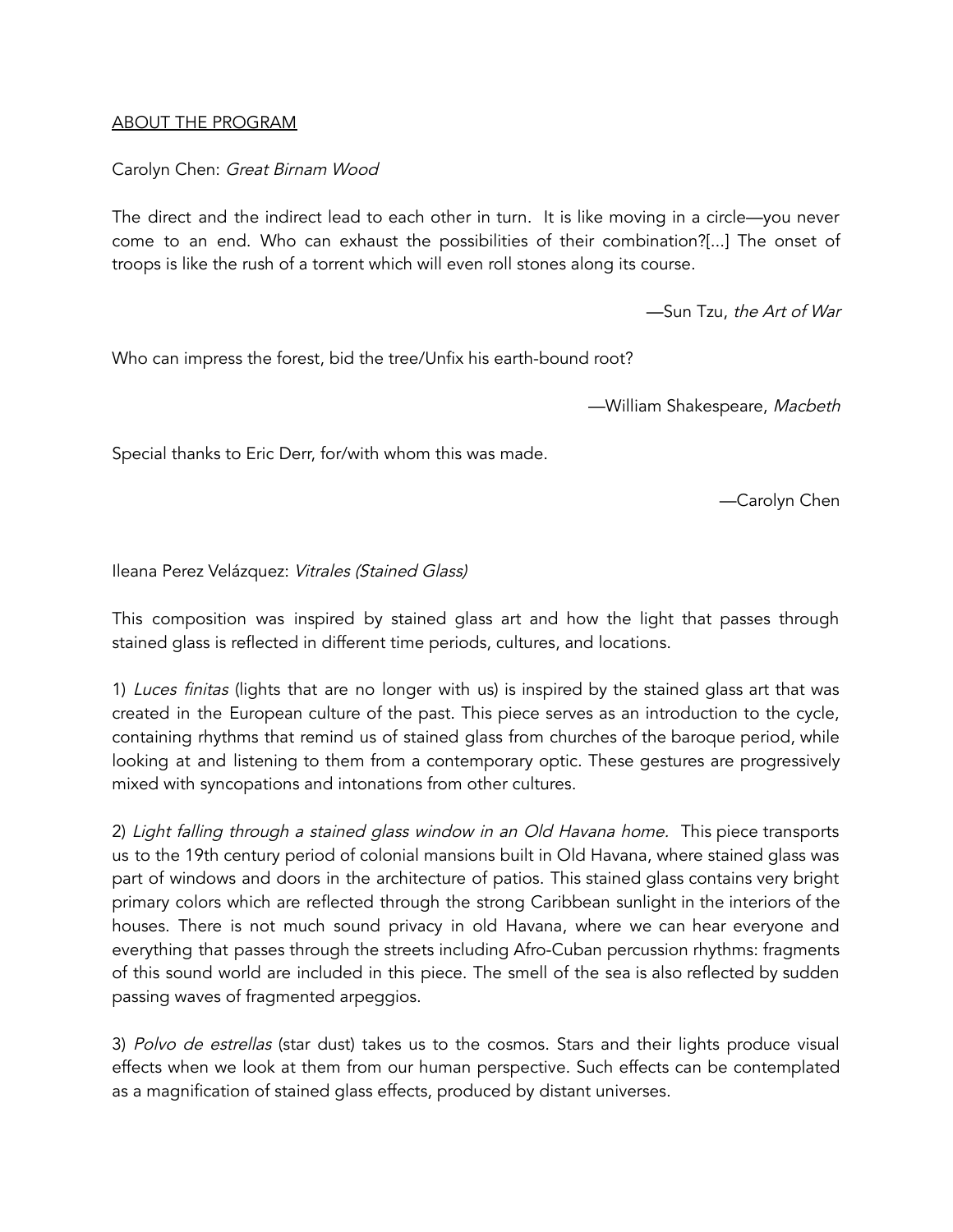## ABOUT THE PROGRAM

Carolyn Chen: *Great Birnam Wood*

The direct and the indirect lead to each other in turn. It is like moving in a circle—you never come to an end. Who can exhaust the possibilities of their combination?[...] The onset of troops is like the rush of a torrent which will even roll stones along its course.

—Sun Tzu, *the Art of War*

Who can impress the forest, bid the tree/Unfix his earth-bound root?

—William Shakespeare, *Macbeth*

Special thanks to Eric Derr, for/with whom this was made.

—Carolyn Chen

Ileana Perez Velázquez: *Vitrales (Stained Glass)*

This composition was inspired by stained glass art and how the light that passes through stained glass is reflected in different time periods, cultures, and locations.

1) *Luces finitas* (lights that are no longer with us) is inspired by the stained glass art that was created in the European culture of the past. This piece serves as an introduction to the cycle, containing rhythms that remind us of stained glass from churches of the baroque period, while looking at and listening to them from a contemporary optic. These gestures are progressively mixed with syncopations and intonations from other cultures.

2) *Light falling through a stained glass window in an Old Havana home.* This piece transports us to the 19th century period of colonial mansions built in Old Havana, where stained glass was part of windows and doors in the architecture of patios. This stained glass contains very bright primary colors which are reflected through the strong Caribbean sunlight in the interiors of the houses. There is not much sound privacy in old Havana, where we can hear everyone and everything that passes through the streets including Afro-Cuban percussion rhythms: fragments of this sound world are included in this piece. The smell of the sea is also reflected by sudden passing waves of fragmented arpeggios.

3) *Polvo de estrellas* (star dust) takes us to the cosmos. Stars and their lights produce visual effects when we look at them from our human perspective. Such effects can be contemplated as a magnification of stained glass effects, produced by distant universes.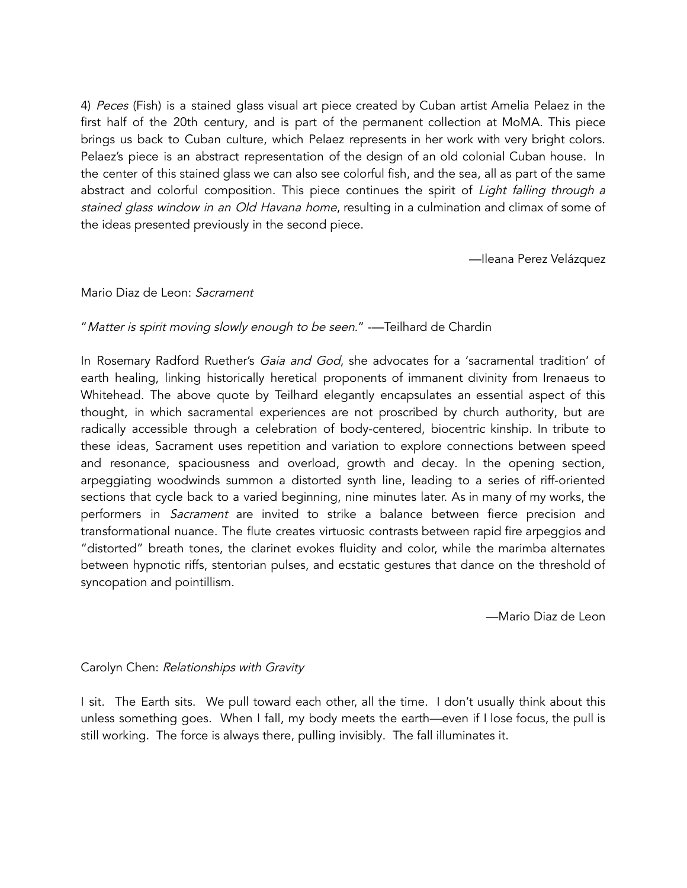4) *Peces* (Fish) is a stained glass visual art piece created by Cuban artist Amelia Pelaez in the first half of the 20th century, and is part of the permanent collection at MoMA. This piece brings us back to Cuban culture, which Pelaez represents in her work with very bright colors. Pelaez's piece is an abstract representation of the design of an old colonial Cuban house. In the center of this stained glass we can also see colorful fish, and the sea, all as part of the same abstract and colorful composition. This piece continues the spirit of *Light falling through a stained glass window in an Old Havana home*, resulting in a culmination and climax of some of the ideas presented previously in the second piece.

—Ileana Perez Velázquez

Mario Diaz de Leon: *Sacrament*

"*Matter is spirit moving slowly enough to be seen*." -—Teilhard de Chardin

In Rosemary Radford Ruether's *Gaia and God*, she advocates for a 'sacramental tradition' of earth healing, linking historically heretical proponents of immanent divinity from Irenaeus to Whitehead. The above quote by Teilhard elegantly encapsulates an essential aspect of this thought, in which sacramental experiences are not proscribed by church authority, but are radically accessible through a celebration of body-centered, biocentric kinship. In tribute to these ideas, Sacrament uses repetition and variation to explore connections between speed and resonance, spaciousness and overload, growth and decay. In the opening section, arpeggiating woodwinds summon a distorted synth line, leading to a series of riff-oriented sections that cycle back to a varied beginning, nine minutes later. As in many of my works, the performers in *Sacrament* are invited to strike a balance between fierce precision and transformational nuance. The flute creates virtuosic contrasts between rapid fire arpeggios and "distorted" breath tones, the clarinet evokes fluidity and color, while the marimba alternates between hypnotic riffs, stentorian pulses, and ecstatic gestures that dance on the threshold of syncopation and pointillism.

—Mario Diaz de Leon

Carolyn Chen: *Relationships with Gravity*

I sit. The Earth sits. We pull toward each other, all the time. I don't usually think about this unless something goes. When I fall, my body meets the earth—even if I lose focus, the pull is still working. The force is always there, pulling invisibly. The fall illuminates it.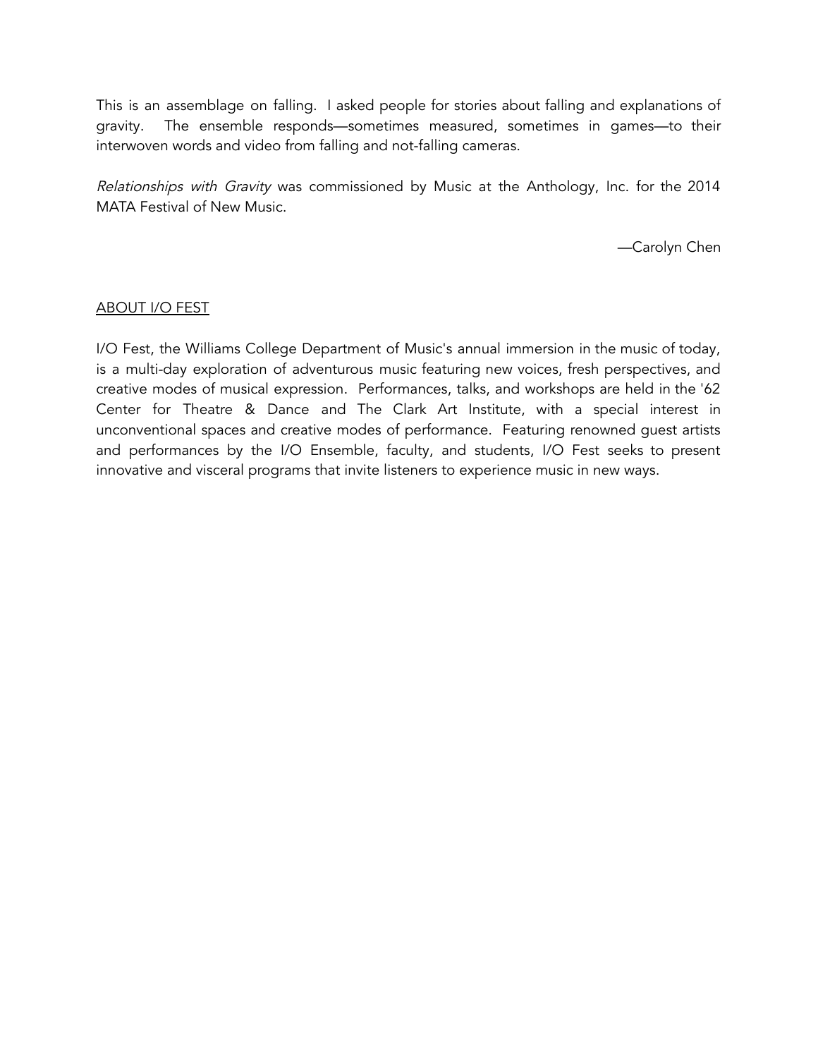This is an assemblage on falling. I asked people for stories about falling and explanations of gravity. The ensemble responds—sometimes measured, sometimes in games—to their interwoven words and video from falling and not-falling cameras.

*Relationships with Gravity* was commissioned by Music at the Anthology, Inc. for the 2014 MATA Festival of New Music.

—Carolyn Chen

## ABOUT I/O FEST

I/O Fest, the Williams College Department of Music's annual immersion in the music of today, is a multi-day exploration of adventurous music featuring new voices, fresh perspectives, and creative modes of musical expression. Performances, talks, and workshops are held in the '62 Center for Theatre & Dance and The Clark Art Institute, with a special interest in unconventional spaces and creative modes of performance. Featuring renowned guest artists and performances by the I/O Ensemble, faculty, and students, I/O Fest seeks to present innovative and visceral programs that invite listeners to experience music in new ways.